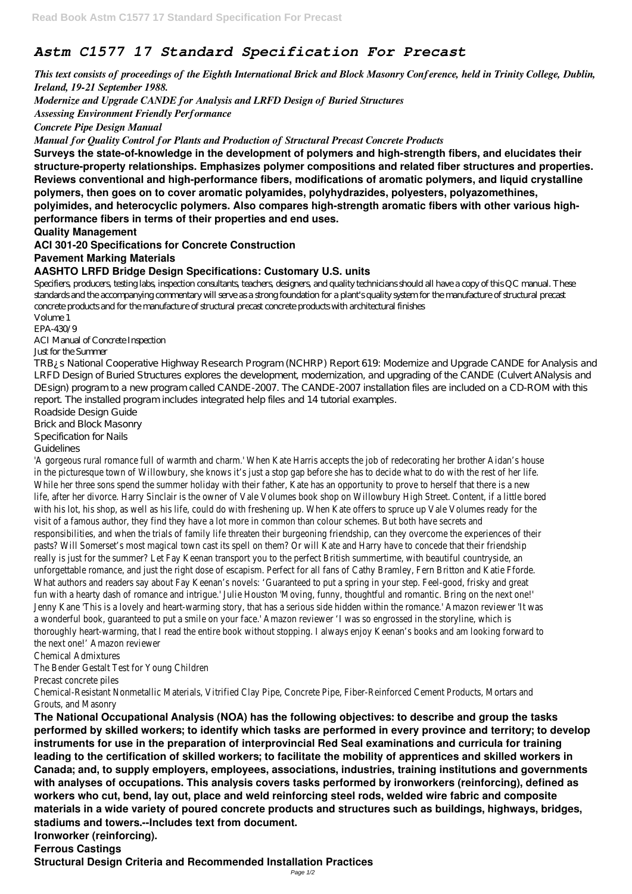# *Astm C1577 17 Standard Specification For Precast*

***This text consists of proceedings of the Eighth International Brick and Block Masonry Conference, held in Trinity College, Dublin, Ireland, 19-21 September 1988.***

***Modernize and Upgrade CANDE for Analysis and LRFD Design of Buried Structures***

***Assessing Environment Friendly Performance***

***Concrete Pipe Design Manual***

***Manual for Quality Control for Plants and Production of Structural Precast Concrete Products***

**Surveys the state-of-knowledge in the development of polymers and high-strength fibers, and elucidates their structure-property relationships. Emphasizes polymer compositions and related fiber structures and properties. Reviews conventional and high-performance fibers, modifications of aromatic polymers, and liquid crystalline polymers, then goes on to cover aromatic polyamides, polyhydrazides, polyesters, polyazomethines, polyimides, and heterocyclic polymers. Also compares high-strength aromatic fibers with other various high-performance fibers in terms of their properties and end uses.**

**Quality Management**

**ACI 301-20 Specifications for Concrete Construction**

**Pavement Marking Materials**

**AASHTO LRFD Bridge Design Specifications: Customary U.S. units**

Specifiers, producers, testing labs, inspection consultants, teachers, designers, and quality technicians should all have a copy of this QC manual. These standards and the accompanying commentary will serve as a strong foundation for a plant's quality system for the manufacture of structural precast concrete products and for the manufacture of structural precast concrete products with architectural finishes

Volume 1

EPA-430/9

ACI Manual of Concrete Inspection

Just for the Summer

TRB¿s National Cooperative Highway Research Program (NCHRP) Report 619: Modernize and Upgrade CANDE for Analysis and LRFD Design of Buried Structures explores the development, modernization, and upgrading of the CANDE (Culvert ANalysis and DEsign) program to a new program called CANDE-2007. The CANDE-2007 installation files are included on a CD-ROM with this report. The installed program includes integrated help files and 14 tutorial examples.

Roadside Design Guide

Brick and Block Masonry

Specification for Nails

Guidelines

'A gorgeous rural romance full of warmth and charm.' When Kate Harris accepts the job of redecorating her brother Aidan's house in the picturesque town of Willowbury, she knows it's just a stop gap before she has to decide what to do with the rest of her life. While her three sons spend the summer holiday with their father, Kate has an opportunity to prove to herself that there is a new life, after her divorce. Harry Sinclair is the owner of Vale Volumes book shop on Willowbury High Street. Content, if a little bored with his lot, his shop, as well as his life, could do with freshening up. When Kate offers to spruce up Vale Volumes ready for the visit of a famous author, they find they have a lot more in common than colour schemes. But both have secrets and responsibilities, and when the trials of family life threaten their burgeoning friendship, can they overcome the experiences of their pasts? Will Somerset's most magical town cast its spell on them? Or will Kate and Harry have to concede that their friendship really is just for the summer? Let Fay Keenan transport you to the perfect British summertime, with beautiful countryside, an unforgettable romance, and just the right dose of escapism. Perfect for all fans of Cathy Bramley, Fern Britton and Katie Fforde. What authors and readers say about Fay Keenan's novels: 'Guaranteed to put a spring in your step. Feel-good, frisky and great fun with a hearty dash of romance and intrigue.' Julie Houston 'Moving, funny, thoughtful and romantic. Bring on the next one!' Jenny Kane 'This is a lovely and heart-warming story, that has a serious side hidden within the romance.' Amazon reviewer 'It was a wonderful book, guaranteed to put a smile on your face.' Amazon reviewer 'I was so engrossed in the storyline, which is thoroughly heart-warming, that I read the entire book without stopping. I always enjoy Keenan's books and am looking forward to the next one!' Amazon reviewer

Chemical Admixtures

The Bender Gestalt Test for Young Children

Precast concrete piles

Chemical-Resistant Nonmetallic Materials, Vitrified Clay Pipe, Concrete Pipe, Fiber-Reinforced Cement Products, Mortars and Grouts, and Masonry

**The National Occupational Analysis (NOA) has the following objectives: to describe and group the tasks performed by skilled workers; to identify which tasks are performed in every province and territory; to develop instruments for use in the preparation of interprovincial Red Seal examinations and curricula for training leading to the certification of skilled workers; to facilitate the mobility of apprentices and skilled workers in Canada; and, to supply employers, employees, associations, industries, training institutions and governments with analyses of occupations. This analysis covers tasks performed by ironworkers (reinforcing), defined as workers who cut, bend, lay out, place and weld reinforcing steel rods, welded wire fabric and composite materials in a wide variety of poured concrete products and structures such as buildings, highways, bridges, stadiums and towers.--Includes text from document.**

**Ironworker (reinforcing).**

**Ferrous Castings**

**Structural Design Criteria and Recommended Installation Practices**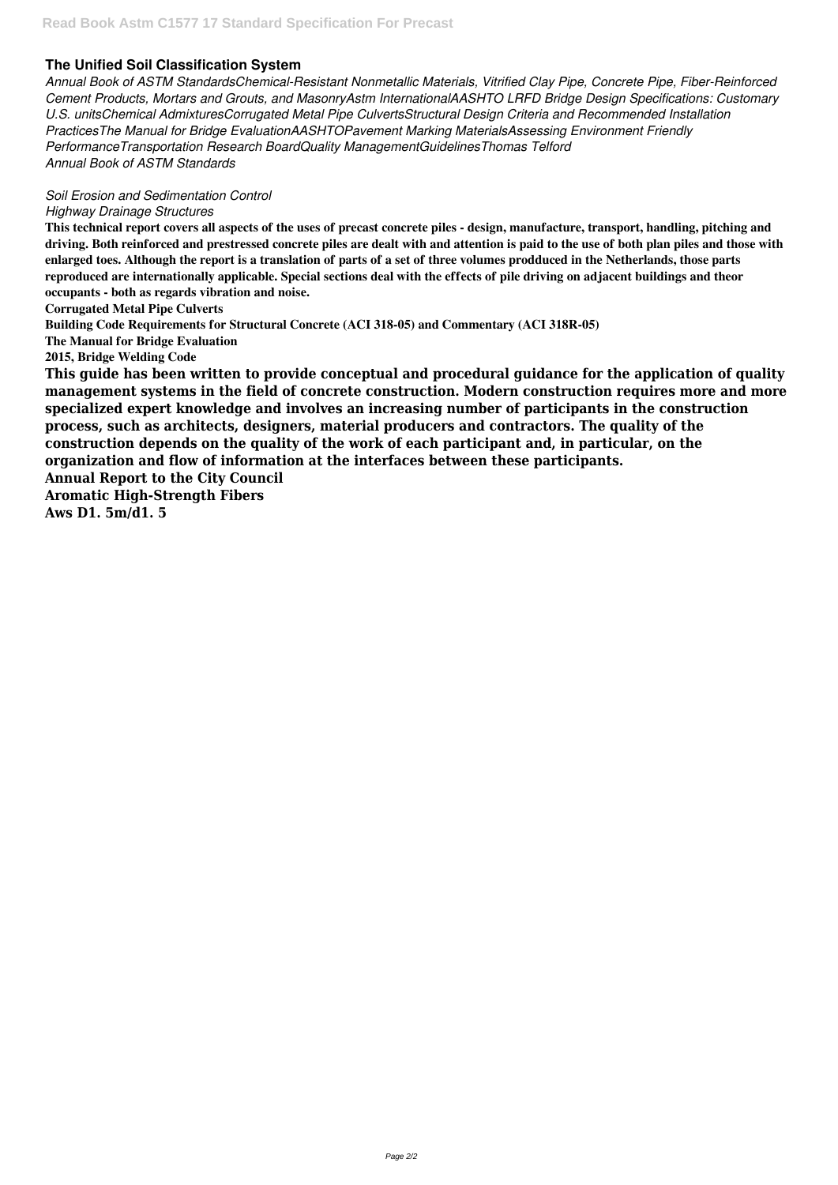## The Unified Soil Classification System

*Annual Book of ASTM StandardsChemical-Resistant Nonmetallic Materials, Vitrified Clay Pipe, Concrete Pipe, Fiber-Reinforced Cement Products, Mortars and Grouts, and MasonryAstm InternationalAASHTO LRFD Bridge Design Specifications: Customary U.S. unitsChemical AdmixturesCorrugated Metal Pipe CulvertsStructural Design Criteria and Recommended Installation PracticesThe Manual for Bridge EvaluationAASHTOPavement Marking MaterialsAssessing Environment Friendly PerformanceTransportation Research BoardQuality ManagementGuidelinesThomas Telford*
*Annual Book of ASTM Standards*

*Soil Erosion and Sedimentation Control*
*Highway Drainage Structures*

**This technical report covers all aspects of the uses of precast concrete piles - design, manufacture, transport, handling, pitching and driving. Both reinforced and prestressed concrete piles are dealt with and attention is paid to the use of both plan piles and those with enlarged toes. Although the report is a translation of parts of a set of three volumes prodduced in the Netherlands, those parts reproduced are internationally applicable. Special sections deal with the effects of pile driving on adjacent buildings and theor occupants - both as regards vibration and noise.**

**Corrugated Metal Pipe Culverts**

**Building Code Requirements for Structural Concrete (ACI 318-05) and Commentary (ACI 318R-05)**

**The Manual for Bridge Evaluation**

**2015, Bridge Welding Code**

**This guide has been written to provide conceptual and procedural guidance for the application of quality management systems in the field of concrete construction. Modern construction requires more and more specialized expert knowledge and involves an increasing number of participants in the construction process, such as architects, designers, material producers and contractors. The quality of the construction depends on the quality of the work of each participant and, in particular, on the organization and flow of information at the interfaces between these participants.**

**Annual Report to the City Council**

**Aromatic High-Strength Fibers**

**Aws D1. 5m/d1. 5**